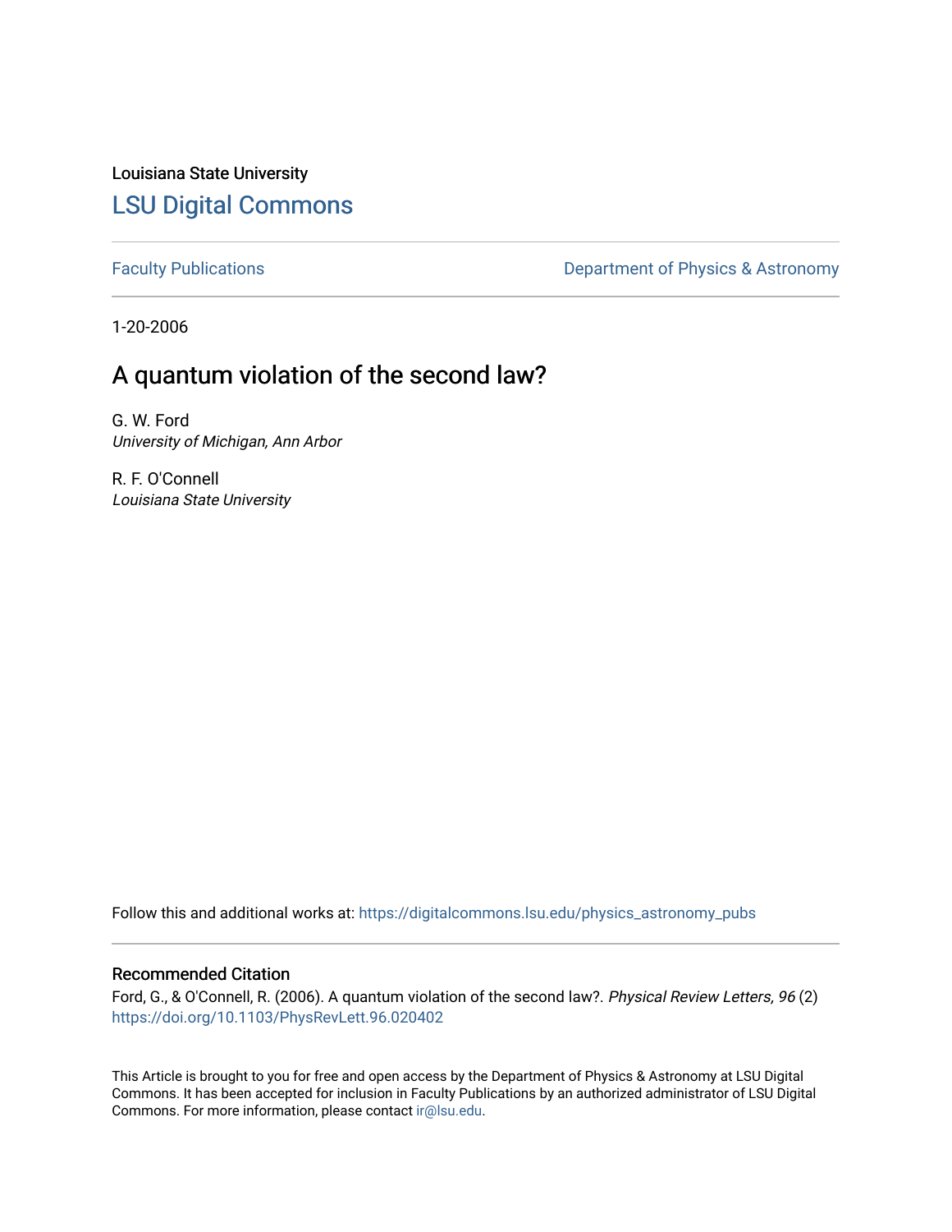Louisiana State University

# LSU Digital Commons

Faculty Publications

Department of Physics & Astronomy

1-20-2006

## A quantum violation of the second law?

G. W. Ford
*University of Michigan, Ann Arbor*

R. F. O'Connell
*Louisiana State University*

Follow this and additional works at: https://digitalcommons.lsu.edu/physics_astronomy_pubs

### Recommended Citation

Ford, G., & O'Connell, R. (2006). A quantum violation of the second law?. *Physical Review Letters, 96* (2) https://doi.org/10.1103/PhysRevLett.96.020402

This Article is brought to you for free and open access by the Department of Physics & Astronomy at LSU Digital Commons. It has been accepted for inclusion in Faculty Publications by an authorized administrator of LSU Digital Commons. For more information, please contact ir@lsu.edu.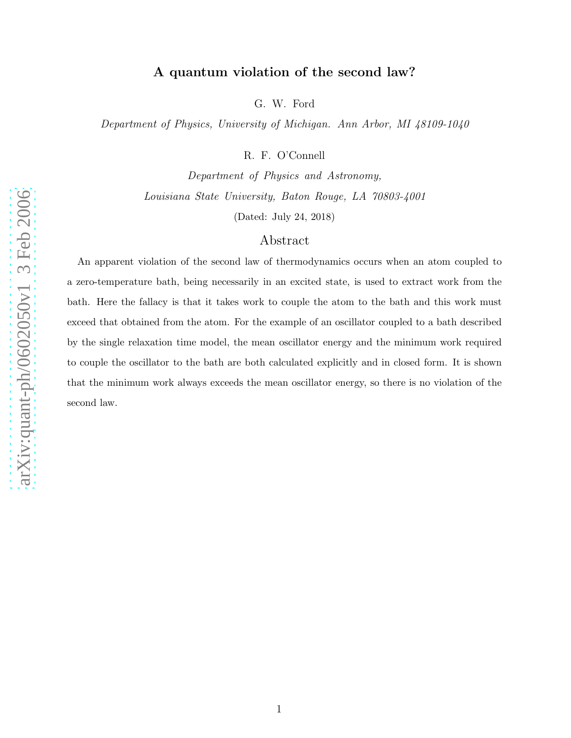# A quantum violation of the second law?

G. W. Ford

*Department of Physics, University of Michigan. Ann Arbor, MI 48109-1040*

R. F. O'Connell

*Department of Physics and Astronomy,*

*Louisiana State University, Baton Rouge, LA 70803-4001*

(Dated: July 24, 2018)

## Abstract

An apparent violation of the second law of thermodynamics occurs when an atom coupled to a zero-temperature bath, being necessarily in an excited state, is used to extract work from the bath. Here the fallacy is that it takes work to couple the atom to the bath and this work must exceed that obtained from the atom. For the example of an oscillator coupled to a bath described by the single relaxation time model, the mean oscillator energy and the minimum work required to couple the oscillator to the bath are both calculated explicitly and in closed form. It is shown that the minimum work always exceeds the mean oscillator energy, so there is no violation of the second law.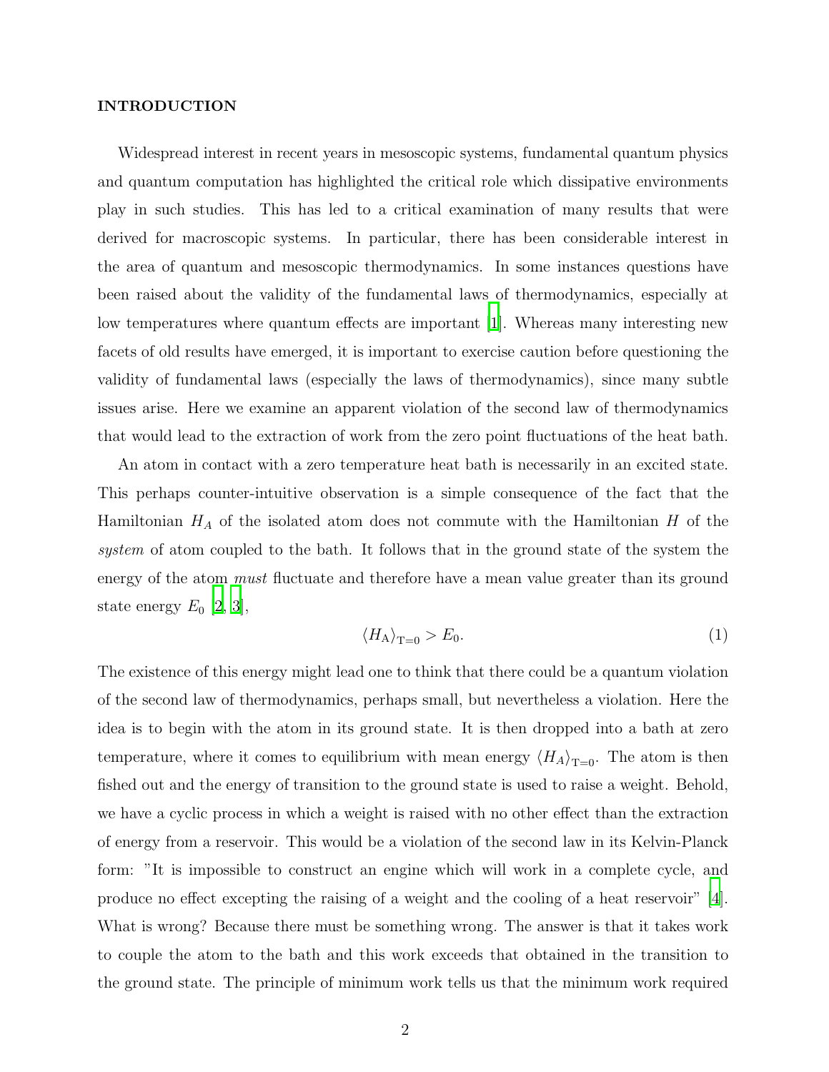## INTRODUCTION

Widespread interest in recent years in mesoscopic systems, fundamental quantum physics and quantum computation has highlighted the critical role which dissipative environments play in such studies. This has led to a critical examination of many results that were derived for macroscopic systems. In particular, there has been considerable interest in the area of quantum and mesoscopic thermodynamics. In some instances questions have been raised about the validity of the fundamental laws of thermodynamics, especially at low temperatures where quantum effects are important [1]. Whereas many interesting new facets of old results have emerged, it is important to exercise caution before questioning the validity of fundamental laws (especially the laws of thermodynamics), since many subtle issues arise. Here we examine an apparent violation of the second law of thermodynamics that would lead to the extraction of work from the zero point fluctuations of the heat bath.

An atom in contact with a zero temperature heat bath is necessarily in an excited state. This perhaps counter-intuitive observation is a simple consequence of the fact that the Hamiltonian $H_A$ of the isolated atom does not commute with the Hamiltonian $H$ of the *system* of atom coupled to the bath. It follows that in the ground state of the system the energy of the atom *must* fluctuate and therefore have a mean value greater than its ground state energy $E_0$ [2, 3],

$$\langle H_{\mathrm{A}}\rangle_{\mathrm{T=0}} > E_0. \tag{1}$$

The existence of this energy might lead one to think that there could be a quantum violation of the second law of thermodynamics, perhaps small, but nevertheless a violation. Here the idea is to begin with the atom in its ground state. It is then dropped into a bath at zero temperature, where it comes to equilibrium with mean energy $\langle H_A\rangle_{\mathrm{T=0}}$. The atom is then fished out and the energy of transition to the ground state is used to raise a weight. Behold, we have a cyclic process in which a weight is raised with no other effect than the extraction of energy from a reservoir. This would be a violation of the second law in its Kelvin-Planck form: "It is impossible to construct an engine which will work in a complete cycle, and produce no effect excepting the raising of a weight and the cooling of a heat reservoir" [4]. What is wrong? Because there must be something wrong. The answer is that it takes work to couple the atom to the bath and this work exceeds that obtained in the transition to the ground state. The principle of minimum work tells us that the minimum work required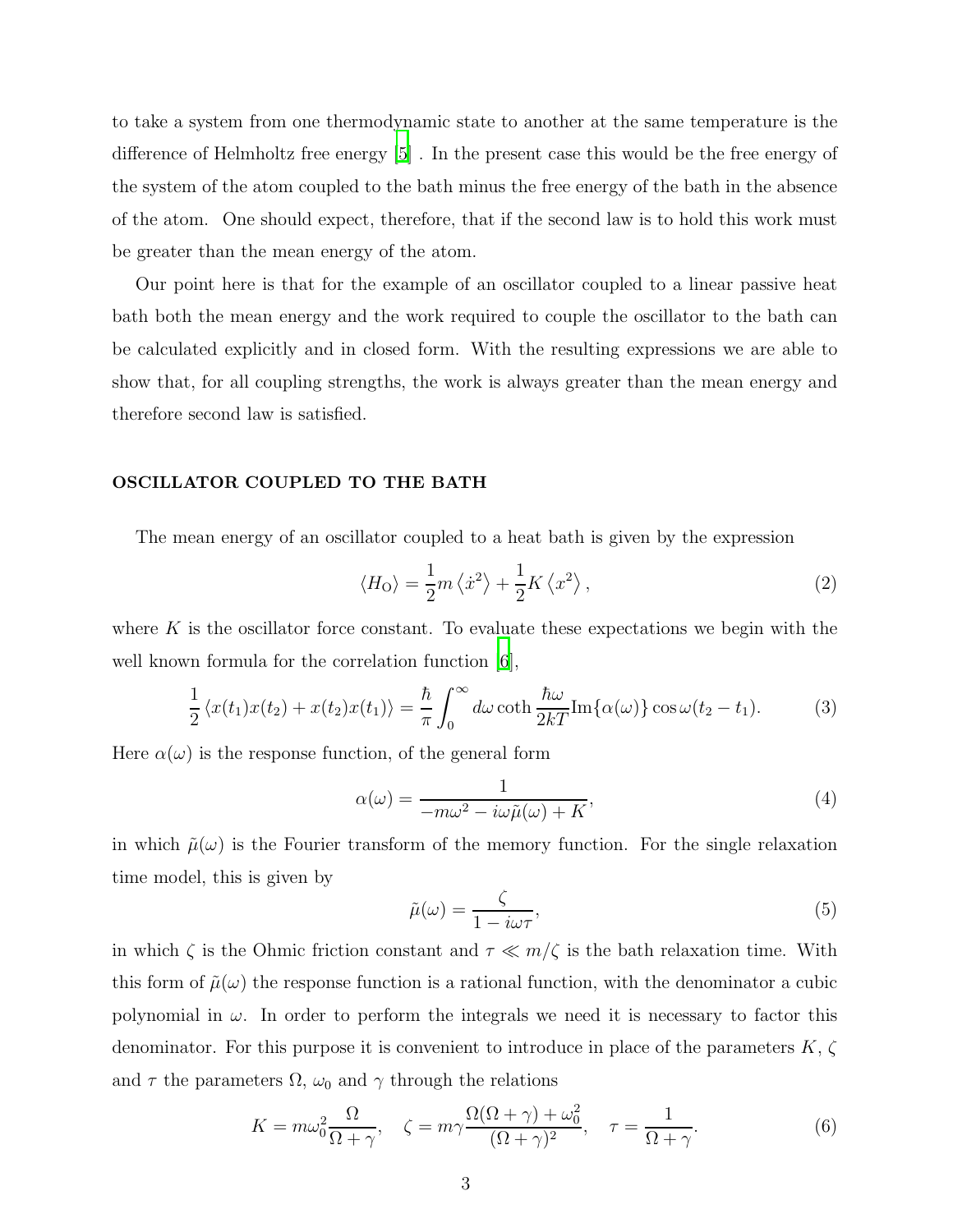to take a system from one thermodynamic state to another at the same temperature is the difference of Helmholtz free energy [5] . In the present case this would be the free energy of the system of the atom coupled to the bath minus the free energy of the bath in the absence of the atom. One should expect, therefore, that if the second law is to hold this work must be greater than the mean energy of the atom.

Our point here is that for the example of an oscillator coupled to a linear passive heat bath both the mean energy and the work required to couple the oscillator to the bath can be calculated explicitly and in closed form. With the resulting expressions we are able to show that, for all coupling strengths, the work is always greater than the mean energy and therefore second law is satisfied.

## OSCILLATOR COUPLED TO THE BATH

The mean energy of an oscillator coupled to a heat bath is given by the expression

$$\langle H_{\mathrm{O}} \rangle = \frac{1}{2} m \left\langle \dot{x}^2 \right\rangle + \frac{1}{2} K \left\langle x^2 \right\rangle, \tag{2}$$

where $K$ is the oscillator force constant. To evaluate these expectations we begin with the well known formula for the correlation function [6],

$$\frac{1}{2} \left\langle x(t_1)x(t_2) + x(t_2)x(t_1) \right\rangle = \frac{\hbar}{\pi} \int_0^\infty d\omega \coth \frac{\hbar\omega}{2kT} \mathrm{Im}\{\alpha(\omega)\} \cos\omega(t_2 - t_1). \tag{3}$$

Here $\alpha(\omega)$ is the response function, of the general form

$$\alpha(\omega) = \frac{1}{-m\omega^2 - i\omega\tilde{\mu}(\omega) + K}, \tag{4}$$

in which $\tilde{\mu}(\omega)$ is the Fourier transform of the memory function. For the single relaxation time model, this is given by

$$\tilde{\mu}(\omega) = \frac{\zeta}{1 - i\omega\tau}, \tag{5}$$

in which $\zeta$ is the Ohmic friction constant and $\tau \ll m/\zeta$ is the bath relaxation time. With this form of $\tilde{\mu}(\omega)$ the response function is a rational function, with the denominator a cubic polynomial in $\omega$. In order to perform the integrals we need it is necessary to factor this denominator. For this purpose it is convenient to introduce in place of the parameters $K$, $\zeta$ and $\tau$ the parameters $\Omega$, $\omega_0$ and $\gamma$ through the relations

$$K = m\omega_0^2 \frac{\Omega}{\Omega + \gamma}, \quad \zeta = m\gamma \frac{\Omega(\Omega + \gamma) + \omega_0^2}{(\Omega + \gamma)^2}, \quad \tau = \frac{1}{\Omega + \gamma}. \tag{6}$$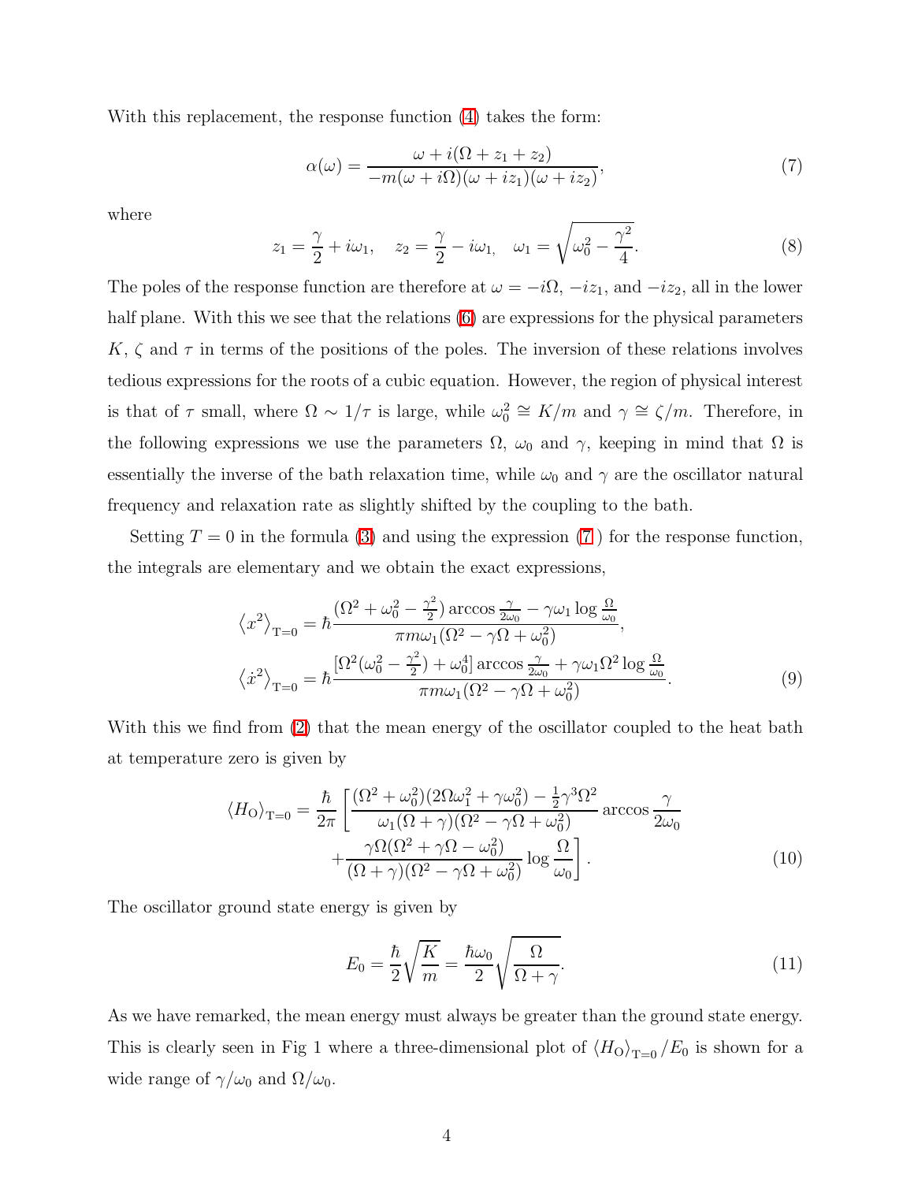With this replacement, the response function (4) takes the form:

$$\alpha(\omega) = \frac{\omega + i(\Omega + z_1 + z_2)}{-m(\omega + i\Omega)(\omega + iz_1)(\omega + iz_2)}, \tag{7}$$

where

$$z_1 = \frac{\gamma}{2} + i\omega_1, \quad z_2 = \frac{\gamma}{2} - i\omega_1, \quad \omega_1 = \sqrt{\omega_0^2 - \frac{\gamma^2}{4}}. \tag{8}$$

The poles of the response function are therefore at $\omega = -i\Omega$, $-iz_1$, and $-iz_2$, all in the lower half plane. With this we see that the relations (6) are expressions for the physical parameters $K$, $\zeta$ and $\tau$ in terms of the positions of the poles. The inversion of these relations involves tedious expressions for the roots of a cubic equation. However, the region of physical interest is that of $\tau$ small, where $\Omega \sim 1/\tau$ is large, while $\omega_0^2 \cong K/m$ and $\gamma \cong \zeta/m$. Therefore, in the following expressions we use the parameters $\Omega$, $\omega_0$ and $\gamma$, keeping in mind that $\Omega$ is essentially the inverse of the bath relaxation time, while $\omega_0$ and $\gamma$ are the oscillator natural frequency and relaxation rate as slightly shifted by the coupling to the bath.

Setting $T = 0$ in the formula (3) and using the expression (7) for the response function, the integrals are elementary and we obtain the exact expressions,

$$\begin{aligned}
\left\langle x^2 \right\rangle_{\mathrm{T}=0} &= \hbar \frac{(\Omega^2 + \omega_0^2 - \frac{\gamma^2}{2}) \arccos \frac{\gamma}{2\omega_0} - \gamma\omega_1 \log \frac{\Omega}{\omega_0}}{\pi m \omega_1 (\Omega^2 - \gamma\Omega + \omega_0^2)}, \\
\left\langle \dot{x}^2 \right\rangle_{\mathrm{T}=0} &= \hbar \frac{[\Omega^2(\omega_0^2 - \frac{\gamma^2}{2}) + \omega_0^4] \arccos \frac{\gamma}{2\omega_0} + \gamma\omega_1\Omega^2 \log \frac{\Omega}{\omega_0}}{\pi m \omega_1 (\Omega^2 - \gamma\Omega + \omega_0^2)}.
\end{aligned} \tag{9}$$

With this we find from (2) that the mean energy of the oscillator coupled to the heat bath at temperature zero is given by

$$\begin{aligned}
\left\langle H_{\mathrm{O}} \right\rangle_{\mathrm{T}=0} = \frac{\hbar}{2\pi} \Bigg[ &\frac{(\Omega^2 + \omega_0^2)(2\Omega\omega_1^2 + \gamma\omega_0^2) - \frac{1}{2}\gamma^3\Omega^2}{\omega_1(\Omega + \gamma)(\Omega^2 - \gamma\Omega + \omega_0^2)} \arccos \frac{\gamma}{2\omega_0} \\
&+ \frac{\gamma\Omega(\Omega^2 + \gamma\Omega - \omega_0^2)}{(\Omega + \gamma)(\Omega^2 - \gamma\Omega + \omega_0^2)} \log \frac{\Omega}{\omega_0} \Bigg].
\end{aligned} \tag{10}$$

The oscillator ground state energy is given by

$$E_0 = \frac{\hbar}{2}\sqrt{\frac{K}{m}} = \frac{\hbar\omega_0}{2}\sqrt{\frac{\Omega}{\Omega + \gamma}}. \tag{11}$$

As we have remarked, the mean energy must always be greater than the ground state energy. This is clearly seen in Fig 1 where a three-dimensional plot of $\left\langle H_{\mathrm{O}} \right\rangle_{\mathrm{T}=0} / E_0$ is shown for a wide range of $\gamma/\omega_0$ and $\Omega/\omega_0$.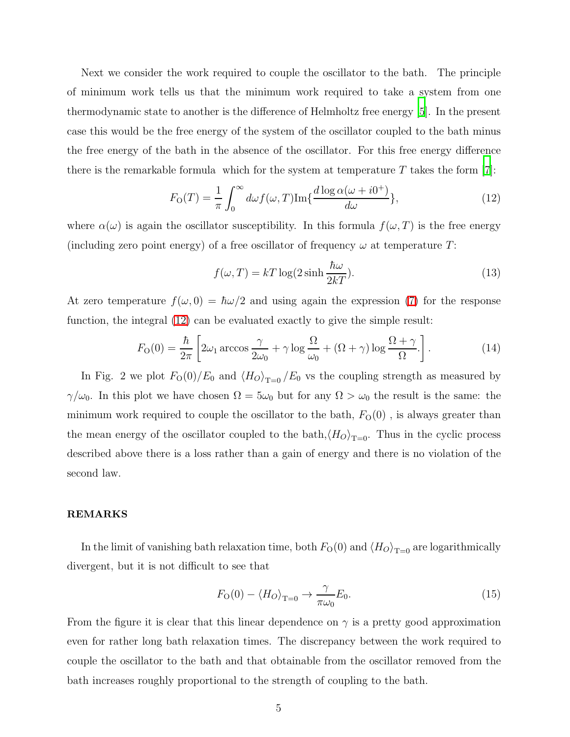Next we consider the work required to couple the oscillator to the bath. The principle of minimum work tells us that the minimum work required to take a system from one thermodynamic state to another is the difference of Helmholtz free energy [5]. In the present case this would be the free energy of the system of the oscillator coupled to the bath minus the free energy of the bath in the absence of the oscillator. For this free energy difference there is the remarkable formula which for the system at temperature $T$ takes the form [7]:

$$F_{\mathrm{O}}(T) = \frac{1}{\pi}\int_0^\infty d\omega f(\omega,T)\mathrm{Im}\{\frac{d\log\alpha(\omega+i0^+)}{d\omega}\}, \tag{12}$$

where $\alpha(\omega)$ is again the oscillator susceptibility. In this formula $f(\omega,T)$ is the free energy (including zero point energy) of a free oscillator of frequency $\omega$ at temperature $T$:

$$f(\omega,T) = kT\log(2\sinh\frac{\hbar\omega}{2kT}). \tag{13}$$

At zero temperature $f(\omega,0)=\hbar\omega/2$ and using again the expression (7) for the response function, the integral (12) can be evaluated exactly to give the simple result:

$$F_{\mathrm{O}}(0) = \frac{\hbar}{2\pi}\left[2\omega_1\arccos\frac{\gamma}{2\omega_0} + \gamma\log\frac{\Omega}{\omega_0} + (\Omega+\gamma)\log\frac{\Omega+\gamma}{\Omega}.\right]. \tag{14}$$

In Fig. 2 we plot $F_{\mathrm{O}}(0)/E_0$ and $\langle H_O\rangle_{\mathrm{T=0}}/E_0$ vs the coupling strength as measured by $\gamma/\omega_0$. In this plot we have chosen $\Omega=5\omega_0$ but for any $\Omega>\omega_0$ the result is the same: the minimum work required to couple the oscillator to the bath, $F_{\mathrm{O}}(0)$ , is always greater than the mean energy of the oscillator coupled to the bath,$\langle H_O\rangle_{\mathrm{T=0}}$. Thus in the cyclic process described above there is a loss rather than a gain of energy and there is no violation of the second law.

## REMARKS

In the limit of vanishing bath relaxation time, both $F_{\mathrm{O}}(0)$ and $\langle H_O\rangle_{\mathrm{T=0}}$ are logarithmically divergent, but it is not difficult to see that

$$F_{\mathrm{O}}(0) - \langle H_O\rangle_{\mathrm{T=0}} \to \frac{\gamma}{\pi\omega_0}E_0. \tag{15}$$

From the figure it is clear that this linear dependence on $\gamma$ is a pretty good approximation even for rather long bath relaxation times. The discrepancy between the work required to couple the oscillator to the bath and that obtainable from the oscillator removed from the bath increases roughly proportional to the strength of coupling to the bath.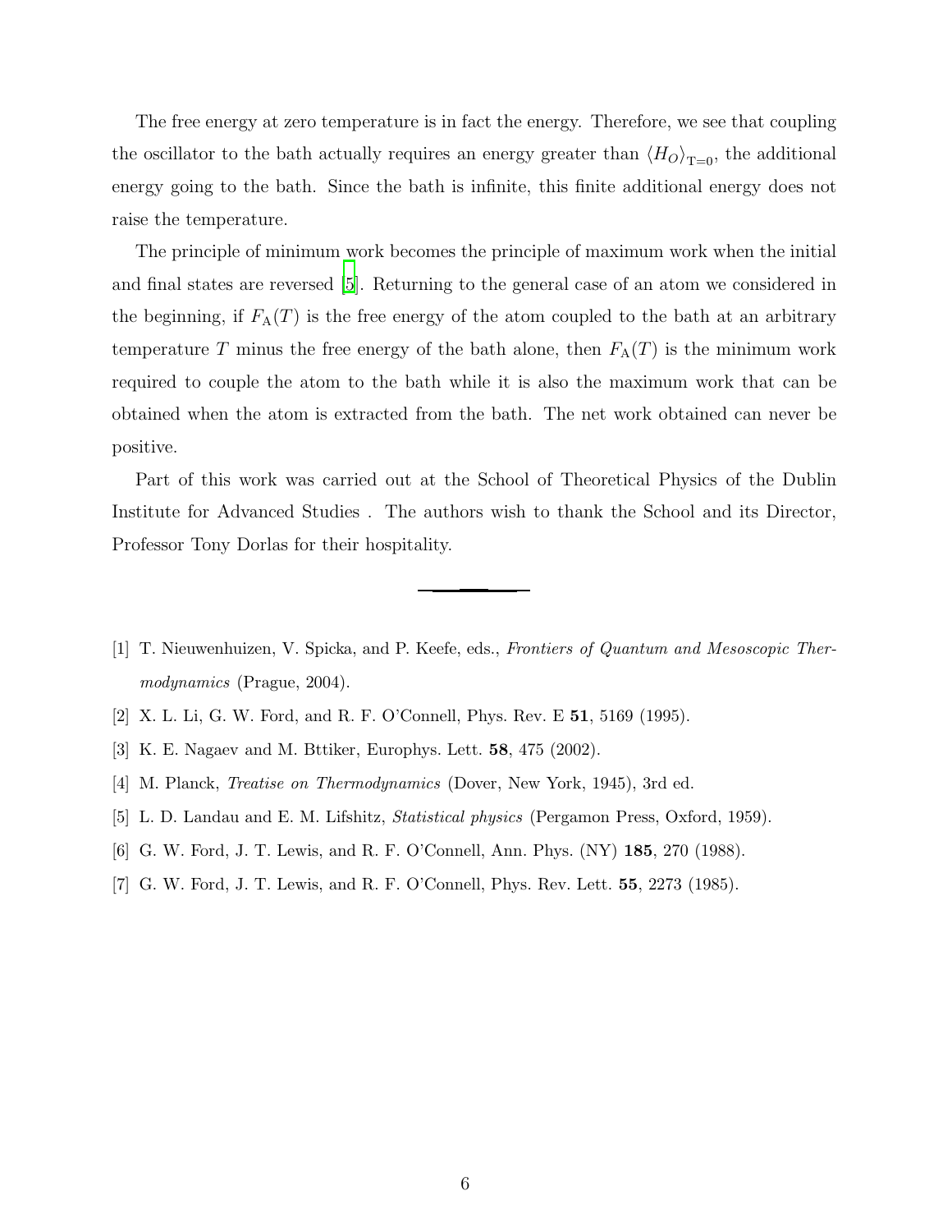The free energy at zero temperature is in fact the energy. Therefore, we see that coupling the oscillator to the bath actually requires an energy greater than $\langle H_O \rangle_{\mathrm{T}=0}$, the additional energy going to the bath. Since the bath is infinite, this finite additional energy does not raise the temperature.

The principle of minimum work becomes the principle of maximum work when the initial and final states are reversed [5]. Returning to the general case of an atom we considered in the beginning, if $F_{\mathrm{A}}(T)$ is the free energy of the atom coupled to the bath at an arbitrary temperature $T$ minus the free energy of the bath alone, then $F_{\mathrm{A}}(T)$ is the minimum work required to couple the atom to the bath while it is also the maximum work that can be obtained when the atom is extracted from the bath. The net work obtained can never be positive.

Part of this work was carried out at the School of Theoretical Physics of the Dublin Institute for Advanced Studies . The authors wish to thank the School and its Director, Professor Tony Dorlas for their hospitality.

---

[1] T. Nieuwenhuizen, V. Spicka, and P. Keefe, eds., *Frontiers of Quantum and Mesoscopic Thermodynamics* (Prague, 2004).

[2] X. L. Li, G. W. Ford, and R. F. O'Connell, Phys. Rev. E **51**, 5169 (1995).

[3] K. E. Nagaev and M. Bttiker, Europhys. Lett. **58**, 475 (2002).

[4] M. Planck, *Treatise on Thermodynamics* (Dover, New York, 1945), 3rd ed.

[5] L. D. Landau and E. M. Lifshitz, *Statistical physics* (Pergamon Press, Oxford, 1959).

[6] G. W. Ford, J. T. Lewis, and R. F. O'Connell, Ann. Phys. (NY) **185**, 270 (1988).

[7] G. W. Ford, J. T. Lewis, and R. F. O'Connell, Phys. Rev. Lett. **55**, 2273 (1985).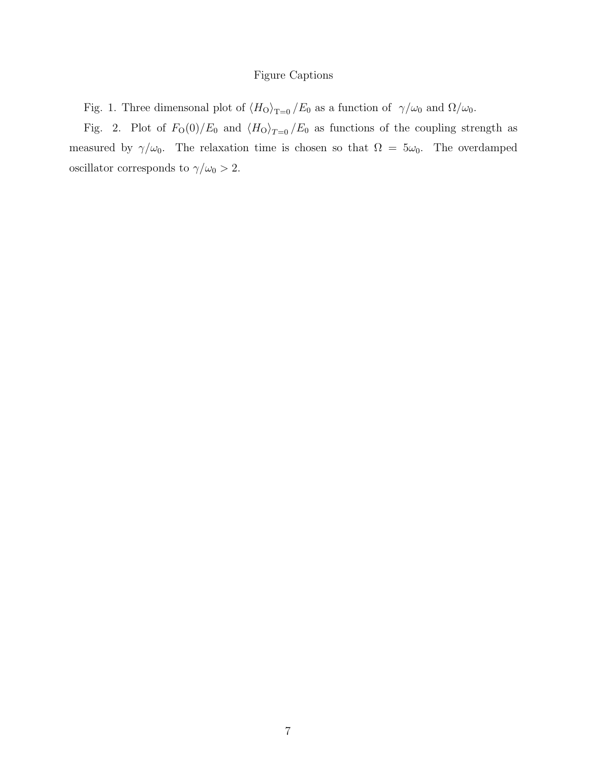# Figure Captions

Fig. 1. Three dimensonal plot of $\langle H_{\rm O}\rangle_{\rm T=0}/E_0$ as a function of $\gamma/\omega_0$ and $\Omega/\omega_0$.

Fig. 2. Plot of $F_{\rm O}(0)/E_0$ and $\langle H_{\rm O}\rangle_{T=0}/E_0$ as functions of the coupling strength as measured by $\gamma/\omega_0$. The relaxation time is chosen so that $\Omega = 5\omega_0$. The overdamped oscillator corresponds to $\gamma/\omega_0 > 2$.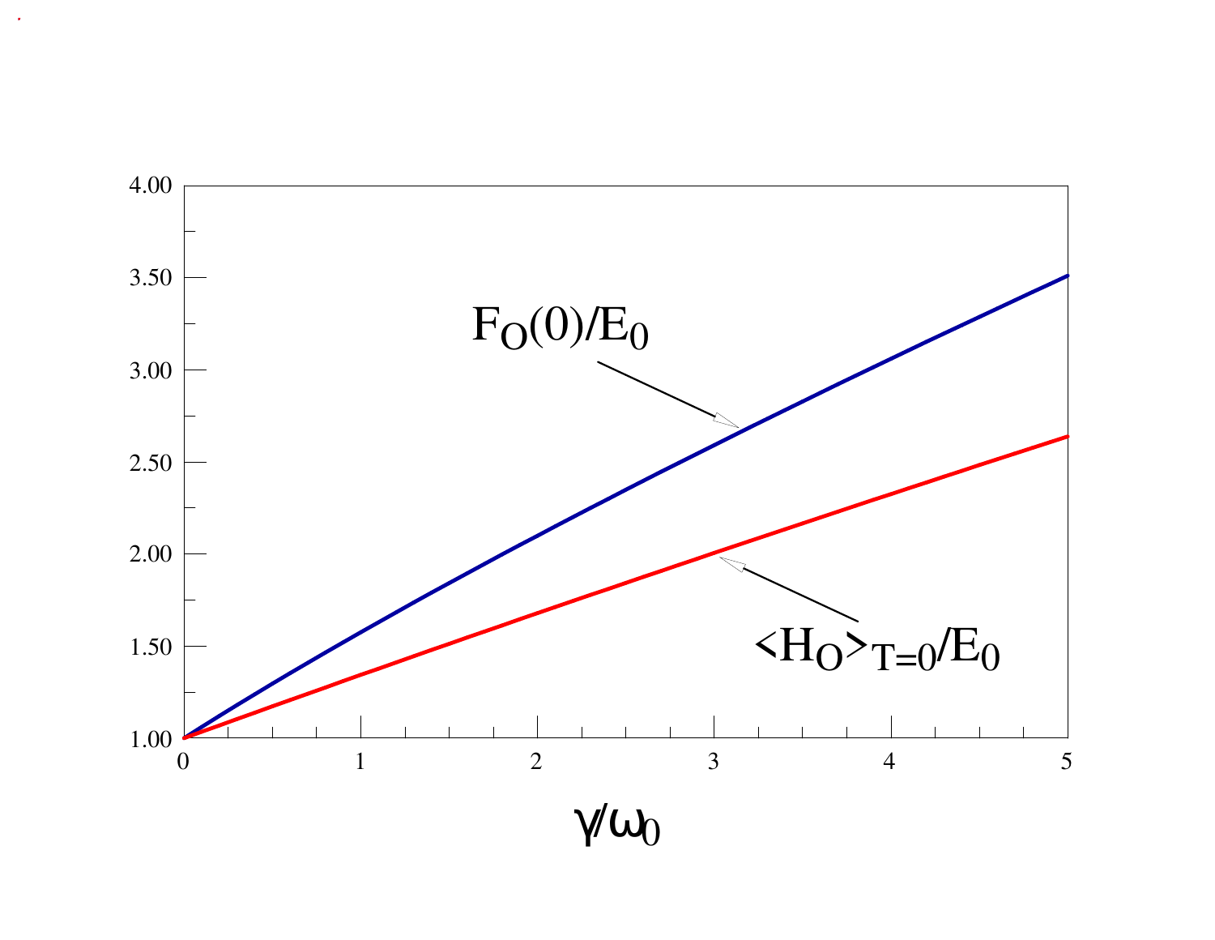4.00

3.50

3.00

2.50

2.00

1.50

1.00

0

1

2

3

4

5

$F_O(0)/E_0$

$\langle H_O \rangle_{T=0}/E_0$

$\gamma/\omega_0$